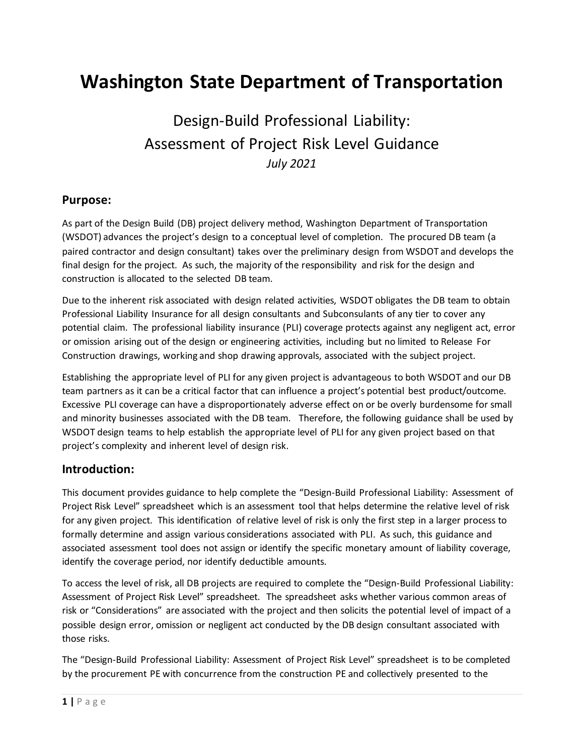# Washington State Department of Transportation

## Design-Build Professional Liability: Assessment of Project Risk Level Guidance

*July 2021*

## Purpose:

As part of the Design Build (DB) project delivery method, Washington Department of Transportation (WSDOT) advances the project's design to a conceptual level of completion. The procured DB team (a paired contractor and design consultant) takes over the preliminary design from WSDOT and develops the final design for the project. As such, the majority of the responsibility and risk for the design and construction is allocated to the selected DB team.

Due to the inherent risk associated with design related activities, WSDOT obligates the DB team to obtain Professional Liability Insurance for all design consultants and Subconsulants of any tier to cover any potential claim. The professional liability insurance (PLI) coverage protects against any negligent act, error or omission arising out of the design or engineering activities, including but no limited to Release For Construction drawings, working and shop drawing approvals, associated with the subject project.

Establishing the appropriate level of PLI for any given project is advantageous to both WSDOT and our DB team partners as it can be a critical factor that can influence a project's potential best product/outcome. Excessive PLI coverage can have a disproportionately adverse effect on or be overly burdensome for small and minority businesses associated with the DB team. Therefore, the following guidance shall be used by WSDOT design teams to help establish the appropriate level of PLI for any given project based on that project's complexity and inherent level of design risk.

## Introduction:

This document provides guidance to help complete the "Design-Build Professional Liability: Assessment of Project Risk Level" spreadsheet which is an assessment tool that helps determine the relative level of risk for any given project. This identification of relative level of risk is only the first step in a larger process to formally determine and assign various considerations associated with PLI. As such, this guidance and associated assessment tool does not assign or identify the specific monetary amount of liability coverage, identify the coverage period, nor identify deductible amounts.

To access the level of risk, all DB projects are required to complete the "Design-Build Professional Liability: Assessment of Project Risk Level" spreadsheet. The spreadsheet asks whether various common areas of risk or "Considerations" are associated with the project and then solicits the potential level of impact of a possible design error, omission or negligent act conducted by the DB design consultant associated with those risks.

The "Design-Build Professional Liability: Assessment of Project Risk Level" spreadsheet is to be completed by the procurement PE with concurrence from the construction PE and collectively presented to the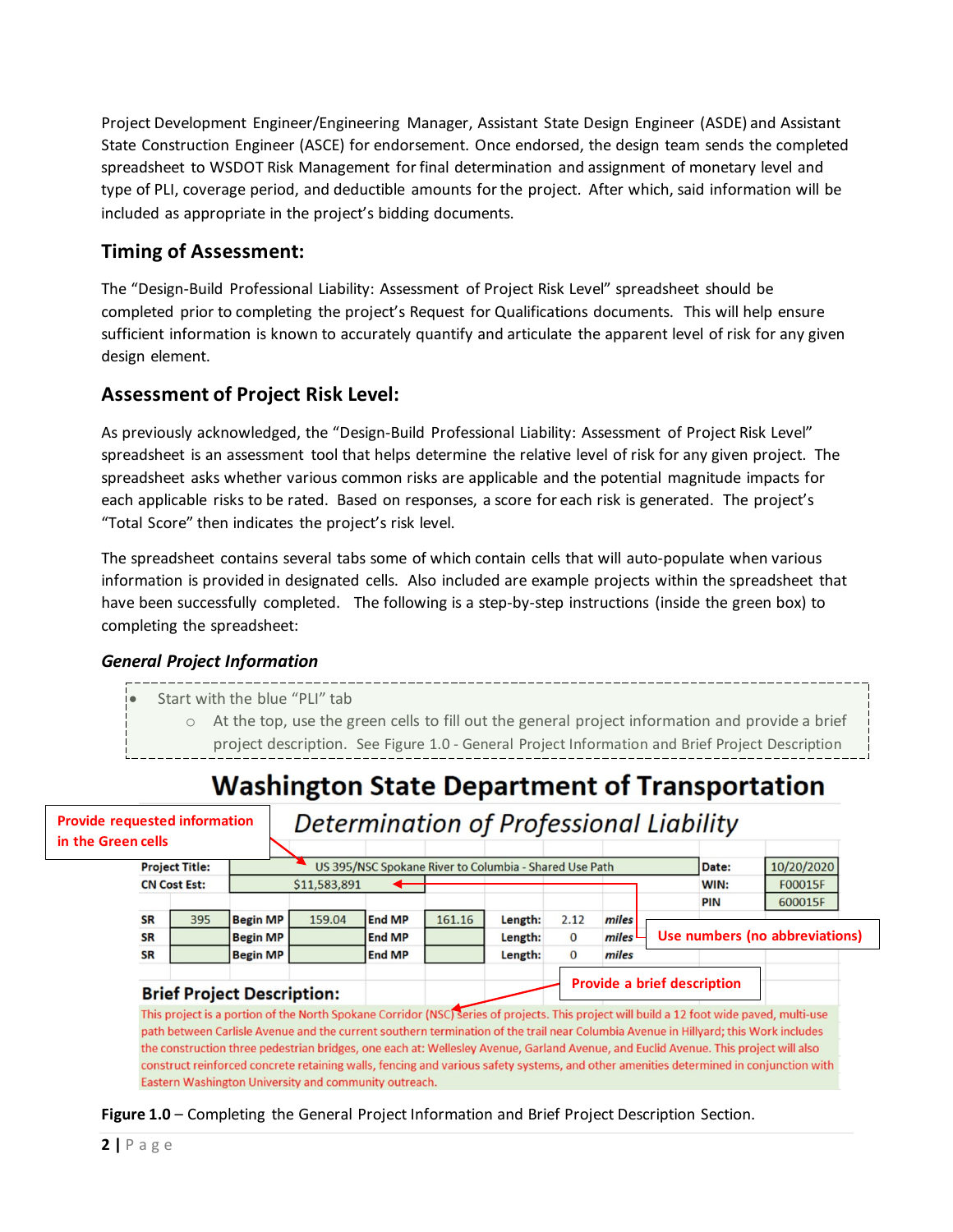Project Development Engineer/Engineering Manager, Assistant State Design Engineer (ASDE) and Assistant State Construction Engineer (ASCE) for endorsement. Once endorsed, the design team sends the completed spreadsheet to WSDOT Risk Management for final determination and assignment of monetary level and type of PLI, coverage period, and deductible amounts for the project. After which, said information will be included as appropriate in the project's bidding documents.

## Timing of Assessment:

The "Design-Build Professional Liability: Assessment of Project Risk Level" spreadsheet should be completed prior to completing the project's Request for Qualifications documents. This will help ensure sufficient information is known to accurately quantify and articulate the apparent level of risk for any given design element.

## Assessment of Project Risk Level:

As previously acknowledged, the "Design-Build Professional Liability: Assessment of Project Risk Level" spreadsheet is an assessment tool that helps determine the relative level of risk for any given project. The spreadsheet asks whether various common risks are applicable and the potential magnitude impacts for each applicable risks to be rated. Based on responses, a score for each risk is generated. The project's "Total Score" then indicates the project's risk level.

The spreadsheet contains several tabs some of which contain cells that will auto-populate when various information is provided in designated cells. Also included are example projects within the spreadsheet that have been successfully completed. The following is a step-by-step instructions (inside the green box) to completing the spreadsheet:

### *General Project Information*

- Start with the blue "PLI" tab
  - At the top, use the green cells to fill out the general project information and provide a brief project description. See Figure 1.0 - General Project Information and Brief Project Description

# Washington State Department of Transportation

## *Determination of Professional Liability*

Provide requested information in the Green cells

| Project Title: | US 395/NSC Spokane River to Columbia - Shared Use Path | | | | | | | Date: | 10/20/2020 |
|---|---|---|---|---|---|---|---|---|---|
| CN Cost Est: | $11,583,891 | | | | | | | WIN: | F00015F |
| | | | | | | | | PIN | 600015F |
| SR | 395 | Begin MP | 159.04 | End MP | 161.16 | Length: | 2.12 | miles | |
| SR | | Begin MP | | End MP | | Length: | 0 | miles | |
| SR | | Begin MP | | End MP | | Length: | 0 | miles | |

Use numbers (no abbreviations)

Provide a brief description

**Brief Project Description:**

This project is a portion of the North Spokane Corridor (NSC) series of projects. This project will build a 12 foot wide paved, multi-use path between Carlisle Avenue and the current southern termination of the trail near Columbia Avenue in Hillyard; this Work includes the construction three pedestrian bridges, one each at: Wellesley Avenue, Garland Avenue, and Euclid Avenue. This project will also construct reinforced concrete retaining walls, fencing and various safety systems, and other amenities determined in conjunction with Eastern Washington University and community outreach.

**Figure 1.0** – Completing the General Project Information and Brief Project Description Section.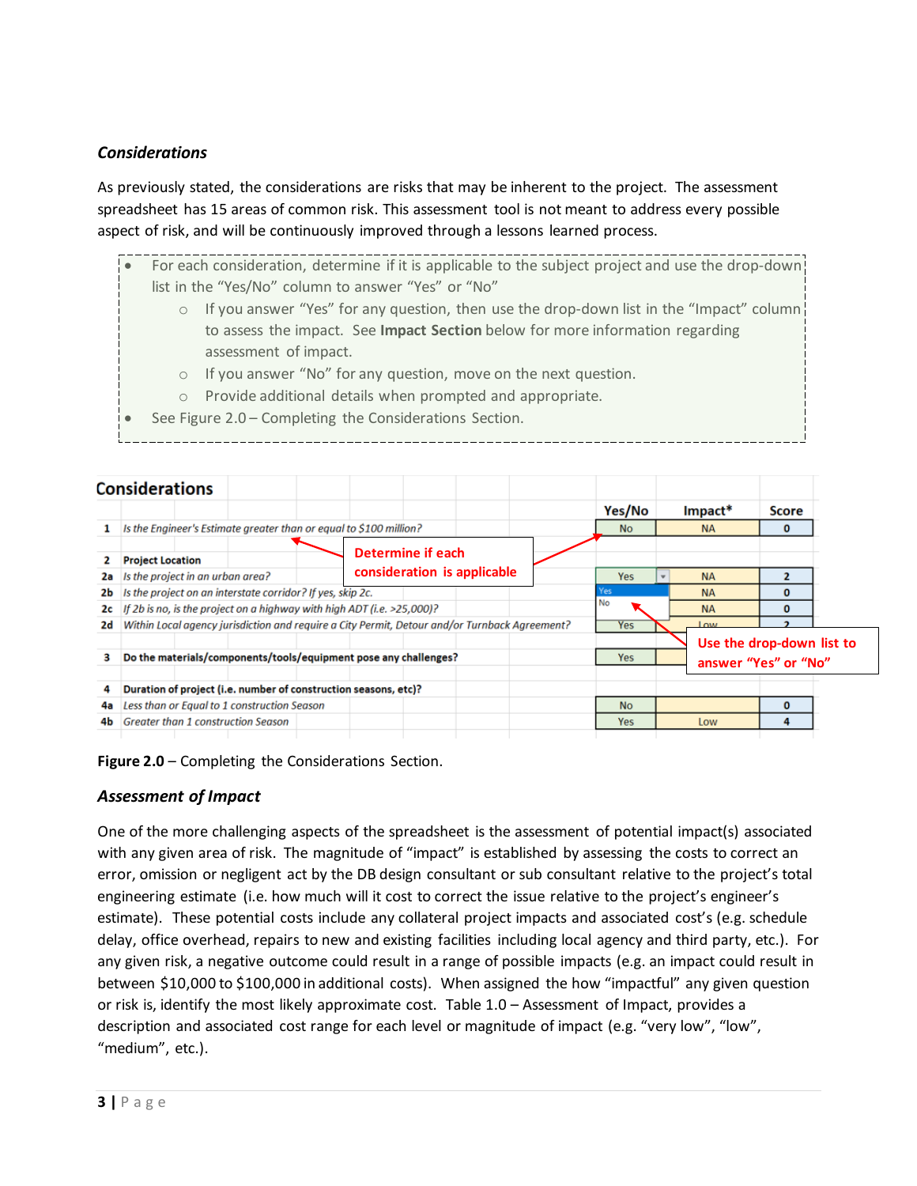### *Considerations*

As previously stated, the considerations are risks that may be inherent to the project. The assessment spreadsheet has 15 areas of common risk. This assessment tool is not meant to address every possible aspect of risk, and will be continuously improved through a lessons learned process.

- For each consideration, determine if it is applicable to the subject project and use the drop-down list in the "Yes/No" column to answer "Yes" or "No"
  - If you answer "Yes" for any question, then use the drop-down list in the "Impact" column to assess the impact. See **Impact Section** below for more information regarding assessment of impact.
  - If you answer "No" for any question, move on the next question.
  - Provide additional details when prompted and appropriate.
- See Figure 2.0 – Completing the Considerations Section.

**Considerations**

| | | Yes/No | Impact* | Score |
|---|---|---|---|---|
| 1 | *Is the Engineer's Estimate greater than or equal to $100 million?* | No | NA | 0 |
| 2 | **Project Location** | | | |
| 2a | *Is the project in an urban area?* | Yes | NA | 2 |
| 2b | *Is the project on an interstate corridor? If yes, skip 2c.* | | NA | 0 |
| 2c | *If 2b is no, is the project on a highway with high ADT (i.e. >25,000)?* | | NA | 0 |
| 2d | *Within Local agency jurisdiction and require a City Permit, Detour and/or Turnback Agreement?* | Yes | Low | 2 |
| 3 | **Do the materials/components/tools/equipment pose any challenges?** | Yes | | |
| 4 | **Duration of project (i.e. number of construction seasons, etc)?** | | | |
| 4a | *Less than or Equal to 1 construction Season* | No | | 0 |
| 4b | *Greater than 1 construction Season* | Yes | Low | 4 |

Callouts: "Determine if each consideration is applicable"; "Use the drop-down list to answer "Yes" or "No"" (drop-down options: Yes, No)

**Figure 2.0** – Completing the Considerations Section.

### *Assessment of Impact*

One of the more challenging aspects of the spreadsheet is the assessment of potential impact(s) associated with any given area of risk. The magnitude of "impact" is established by assessing the costs to correct an error, omission or negligent act by the DB design consultant or sub consultant relative to the project's total engineering estimate (i.e. how much will it cost to correct the issue relative to the project's engineer's estimate). These potential costs include any collateral project impacts and associated cost's (e.g. schedule delay, office overhead, repairs to new and existing facilities including local agency and third party, etc.). For any given risk, a negative outcome could result in a range of possible impacts (e.g. an impact could result in between $10,000 to $100,000 in additional costs). When assigned the how "impactful" any given question or risk is, identify the most likely approximate cost. Table 1.0 – Assessment of Impact, provides a description and associated cost range for each level or magnitude of impact (e.g. "very low", "low", "medium", etc.).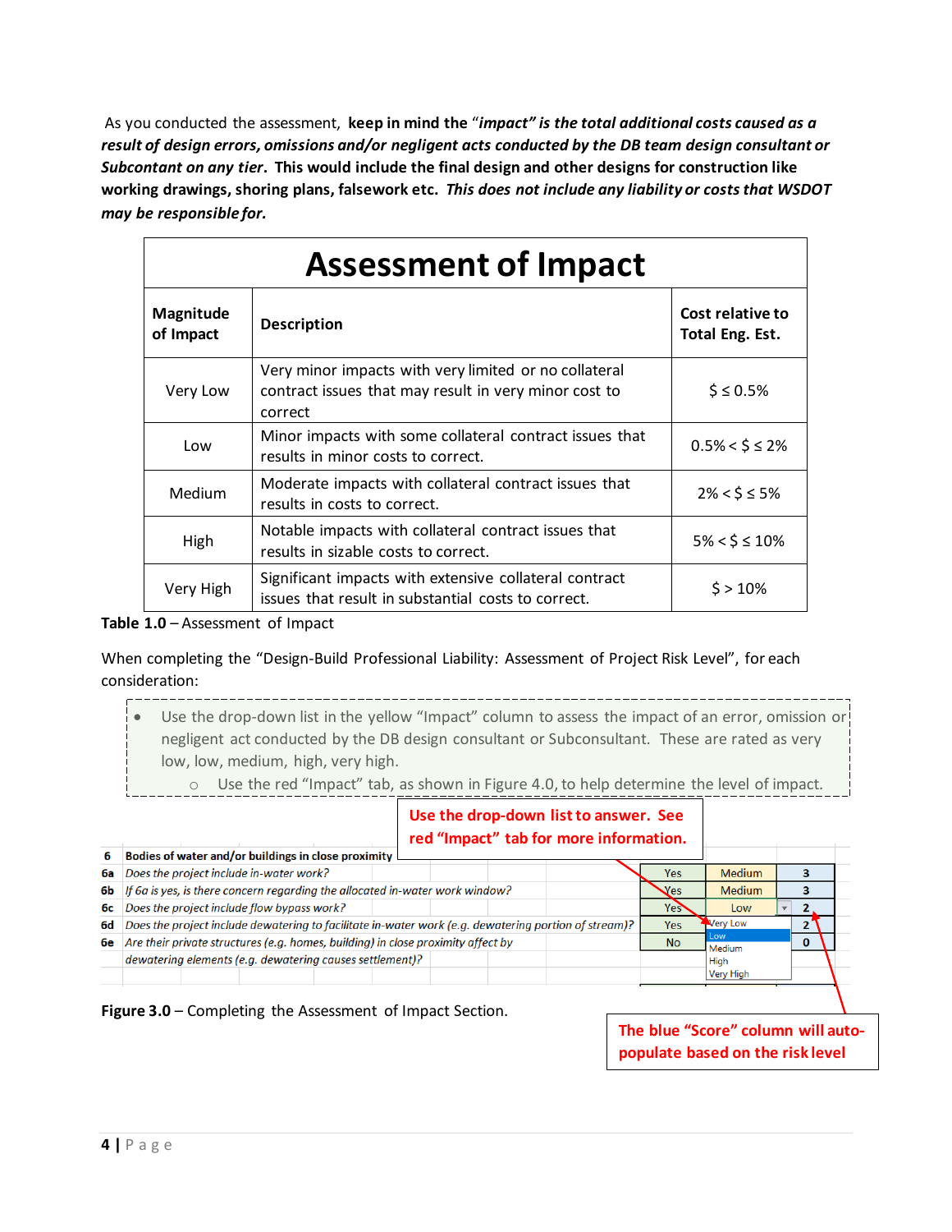As you conducted the assessment, **keep in mind the "*impact" is the total additional costs caused as a result of design errors, omissions and/or negligent acts conducted by the DB team design consultant or Subcontant on any tier*. This would include the final design and other designs for construction like working drawings, shoring plans, falsework etc. *This does not include any liability or costs that WSDOT may be responsible for.***

| Assessment of Impact | | |
|---|---|---|
| **Magnitude of Impact** | **Description** | **Cost relative to Total Eng. Est.** |
| Very Low | Very minor impacts with very limited or no collateral contract issues that may result in very minor cost to correct | $ ≤ 0.5% |
| Low | Minor impacts with some collateral contract issues that results in minor costs to correct. | 0.5% < $ ≤ 2% |
| Medium | Moderate impacts with collateral contract issues that results in costs to correct. | 2% < $ ≤ 5% |
| High | Notable impacts with collateral contract issues that results in sizable costs to correct. | 5% < $ ≤ 10% |
| Very High | Significant impacts with extensive collateral contract issues that result in substantial costs to correct. | $ > 10% |

**Table 1.0** – Assessment of Impact

When completing the "Design-Build Professional Liability: Assessment of Project Risk Level", for each consideration:

- Use the drop-down list in the yellow "Impact" column to assess the impact of an error, omission or negligent act conducted by the DB design consultant or Subconsultant. These are rated as very low, low, medium, high, very high.
  - Use the red "Impact" tab, as shown in Figure 4.0, to help determine the level of impact.

**Use the drop-down list to answer. See red "Impact" tab for more information.**

| | | | | |
|---|---|---|---|---|
| **6** | **Bodies of water and/or buildings in close proximity** | | | |
| **6a** | *Does the project include in-water work?* | Yes | Medium | 3 |
| **6b** | *If 6a is yes, is there concern regarding the allocated in-water work window?* | Yes | Medium | 3 |
| **6c** | *Does the project include flow bypass work?* | Yes | Low | 2 |
| **6d** | *Does the project include dewatering to facilitate in-water work (e.g. dewatering portion of stream)?* | Yes | Very Low / Low / Medium / High / Very High | 2 |
| **6e** | *Are their private structures (e.g. homes, building) in close proximity affect by dewatering elements (e.g. dewatering causes settlement)?* | No | | 0 |

**The blue "Score" column will auto-populate based on the risk level**

**Figure 3.0** – Completing the Assessment of Impact Section.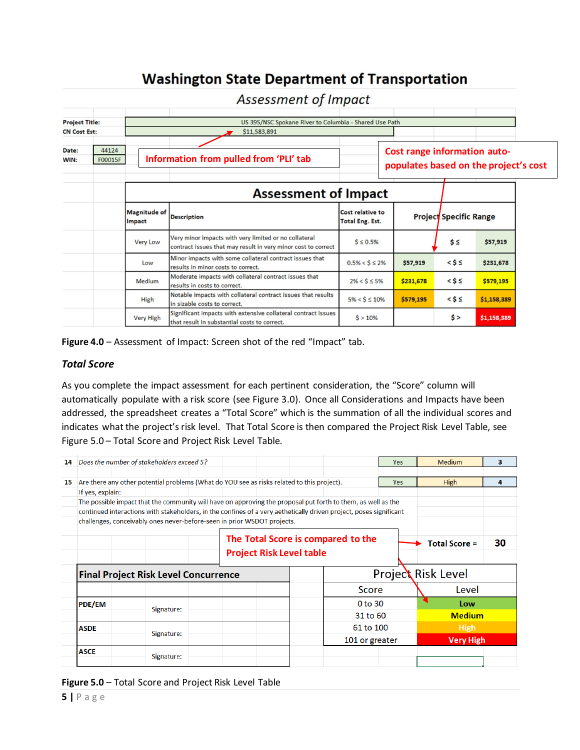# Washington State Department of Transportation

*Assessment of Impact*

| | |
|---|---|
| **Project Title:** | US 395/NSC Spokane River to Columbia - Shared Use Path |
| **CN Cost Est:** | $11,583,891 |
| **Date:** | 44124 |
| **WIN:** | F00015F |

Information from pulled from 'PLI' tab

Cost range information auto-populates based on the project's cost

**Assessment of Impact**

| Magnitude of Impact | Description | Cost relative to Total Eng. Est. | Project Specific Range | | |
|---|---|---|---|---|---|
| Very Low | Very minor impacts with very limited or no collateral contract issues that may result in very minor cost to correct | $ ≤ 0.5% | | $ ≤ | $57,919 |
| Low | Minor impacts with some collateral contract issues that results in minor costs to correct. | 0.5% < $ ≤ 2% | $57,919 | < $ ≤ | $231,678 |
| Medium | Moderate impacts with collateral contract issues that results in costs to correct. | 2% < $ ≤ 5% | $231,678 | < $ ≤ | $579,195 |
| High | Notable impacts with collateral contract issues that results in sizable costs to correct. | 5% < $ ≤ 10% | $579,195 | < $ ≤ | $1,158,389 |
| Very High | Significant impacts with extensive collateral contract issues that result in substantial costs to correct. | $ > 10% | | $ > | $1,158,389 |

**Figure 4.0** – Assessment of Impact: Screen shot of the red "Impact" tab.

### *Total Score*

As you complete the impact assessment for each pertinent consideration, the "Score" column will automatically populate with a risk score (see Figure 3.0). Once all Considerations and Impacts have been addressed, the spreadsheet creates a "Total Score" which is the summation of all the individual scores and indicates what the project's risk level. That Total Score is then compared the Project Risk Level Table, see Figure 5.0 – Total Score and Project Risk Level Table.

| # | Consideration | Answer | Impact | Score |
|---|---|---|---|---|
| 14 | *Does the number of stakeholders exceed 5?* | Yes | Medium | 3 |
| 15 | Are there any other potential problems (What do YOU see as risks related to this project). | Yes | High | 4 |

If yes, explain:
The possible impact that the community will have on approving the proposal put forth to them, as well as the continued interactions with stakeholders, in the confines of a very aethetically driven project, poses significant challenges, conceivably ones never-before-seen in prior WSDOT projects.

The Total Score is compared to the Project Risk Level table

**Total Score = 30**

**Final Project Risk Level Concurrence**

| | |
|---|---|
| **PDE/EM** | Signature: |
| **ASDE** | Signature: |
| **ASCE** | Signature: |

**Project Risk Level**

| Score | Level |
|---|---|
| 0 to 30 | Low |
| 31 to 60 | Medium |
| 61 to 100 | High |
| 101 or greater | Very High |

**Figure 5.0** – Total Score and Project Risk Level Table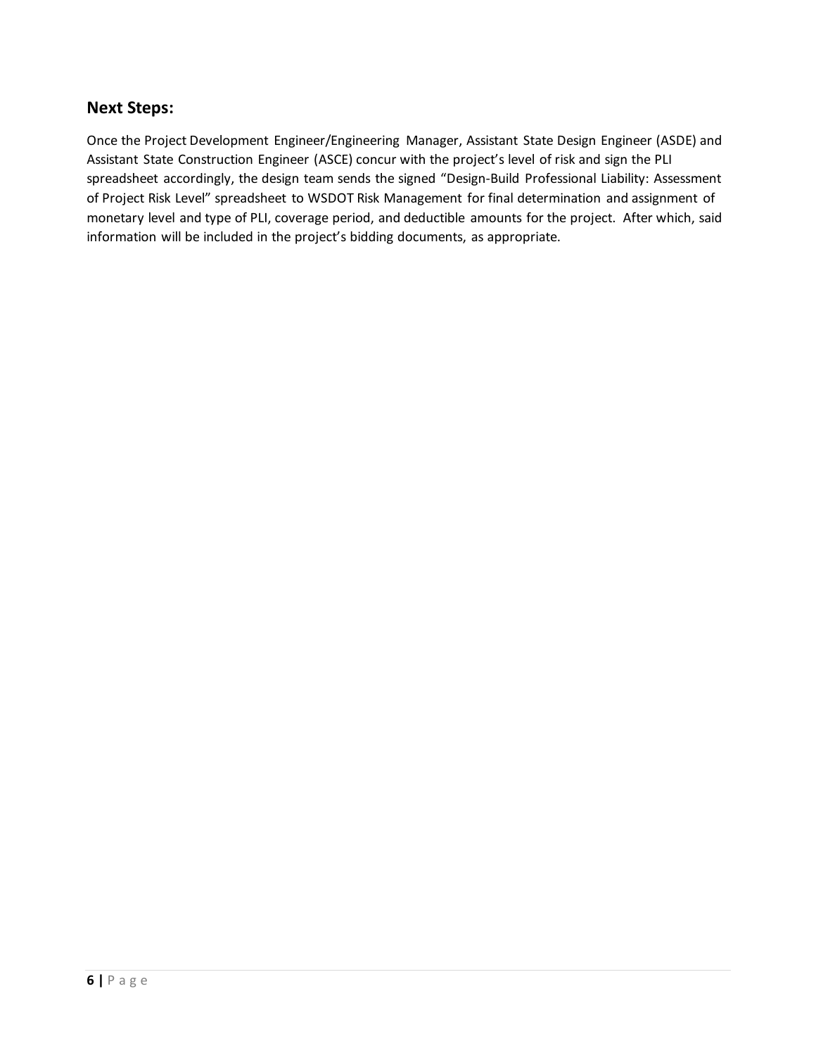## Next Steps:

Once the Project Development Engineer/Engineering Manager, Assistant State Design Engineer (ASDE) and Assistant State Construction Engineer (ASCE) concur with the project's level of risk and sign the PLI spreadsheet accordingly, the design team sends the signed "Design-Build Professional Liability: Assessment of Project Risk Level" spreadsheet to WSDOT Risk Management for final determination and assignment of monetary level and type of PLI, coverage period, and deductible amounts for the project. After which, said information will be included in the project's bidding documents, as appropriate.